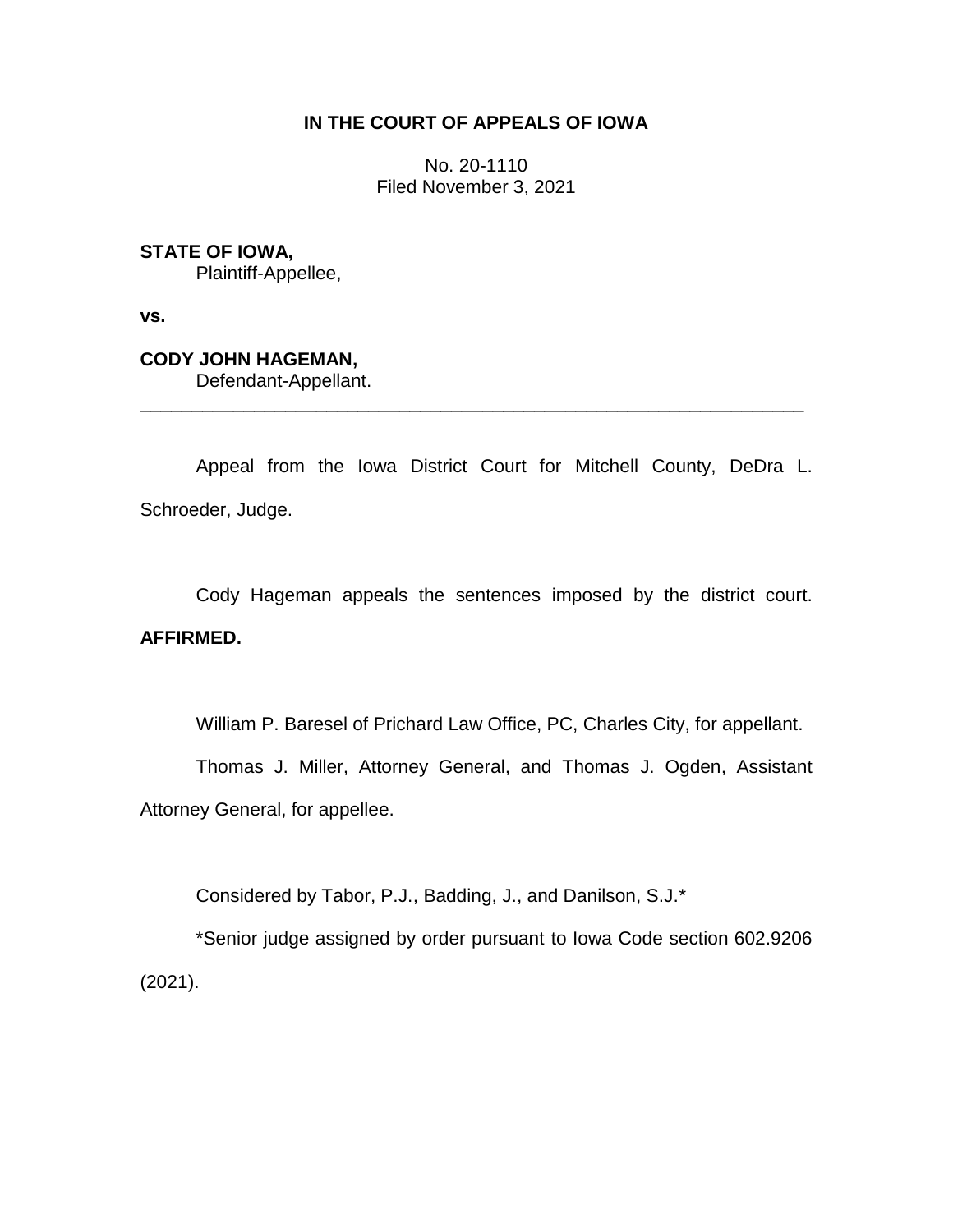# IN THE COURT OF APPEALS OF IOWA

No. 20-1110
Filed November 3, 2021

**STATE OF IOWA,**
Plaintiff-Appellee,

**vs.**

**CODY JOHN HAGEMAN,**
Defendant-Appellant.

---

Appeal from the Iowa District Court for Mitchell County, DeDra L. Schroeder, Judge.

Cody Hageman appeals the sentences imposed by the district court. **AFFIRMED.**

William P. Baresel of Prichard Law Office, PC, Charles City, for appellant.

Thomas J. Miller, Attorney General, and Thomas J. Ogden, Assistant Attorney General, for appellee.

Considered by Tabor, P.J., Badding, J., and Danilson, S.J.*

*Senior judge assigned by order pursuant to Iowa Code section 602.9206 (2021).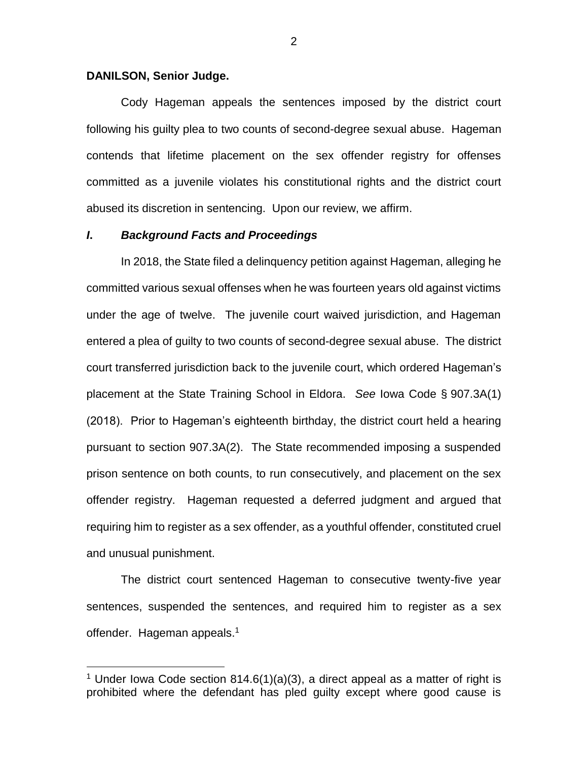**DANILSON, Senior Judge.**

Cody Hageman appeals the sentences imposed by the district court following his guilty plea to two counts of second-degree sexual abuse. Hageman contends that lifetime placement on the sex offender registry for offenses committed as a juvenile violates his constitutional rights and the district court abused its discretion in sentencing. Upon our review, we affirm.

## *I. Background Facts and Proceedings*

In 2018, the State filed a delinquency petition against Hageman, alleging he committed various sexual offenses when he was fourteen years old against victims under the age of twelve. The juvenile court waived jurisdiction, and Hageman entered a plea of guilty to two counts of second-degree sexual abuse. The district court transferred jurisdiction back to the juvenile court, which ordered Hageman's placement at the State Training School in Eldora. *See* Iowa Code § 907.3A(1) (2018). Prior to Hageman's eighteenth birthday, the district court held a hearing pursuant to section 907.3A(2). The State recommended imposing a suspended prison sentence on both counts, to run consecutively, and placement on the sex offender registry. Hageman requested a deferred judgment and argued that requiring him to register as a sex offender, as a youthful offender, constituted cruel and unusual punishment.

The district court sentenced Hageman to consecutive twenty-five year sentences, suspended the sentences, and required him to register as a sex offender. Hageman appeals.[1]

[1] Under Iowa Code section 814.6(1)(a)(3), a direct appeal as a matter of right is prohibited where the defendant has pled guilty except where good cause is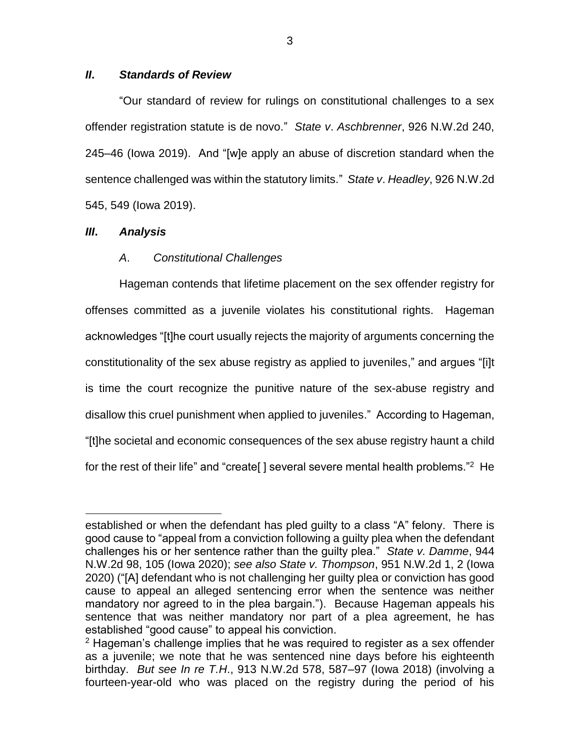### *II. Standards of Review*

"Our standard of review for rulings on constitutional challenges to a sex offender registration statute is de novo." *State v. Aschbrenner*, 926 N.W.2d 240, 245–46 (Iowa 2019). And "[w]e apply an abuse of discretion standard when the sentence challenged was within the statutory limits." *State v. Headley*, 926 N.W.2d 545, 549 (Iowa 2019).

### *III. Analysis*

#### *A. Constitutional Challenges*

Hageman contends that lifetime placement on the sex offender registry for offenses committed as a juvenile violates his constitutional rights. Hageman acknowledges "[t]he court usually rejects the majority of arguments concerning the constitutionality of the sex abuse registry as applied to juveniles," and argues "[i]t is time the court recognize the punitive nature of the sex-abuse registry and disallow this cruel punishment when applied to juveniles." According to Hageman, "[t]he societal and economic consequences of the sex abuse registry haunt a child for the rest of their life" and "create[ ] several severe mental health problems."[2] He

---

established or when the defendant has pled guilty to a class "A" felony. There is good cause to "appeal from a conviction following a guilty plea when the defendant challenges his or her sentence rather than the guilty plea." *State v. Damme*, 944 N.W.2d 98, 105 (Iowa 2020); *see also State v. Thompson*, 951 N.W.2d 1, 2 (Iowa 2020) ("[A] defendant who is not challenging her guilty plea or conviction has good cause to appeal an alleged sentencing error when the sentence was neither mandatory nor agreed to in the plea bargain."). Because Hageman appeals his sentence that was neither mandatory nor part of a plea agreement, he has established "good cause" to appeal his conviction.

[2] Hageman's challenge implies that he was required to register as a sex offender as a juvenile; we note that he was sentenced nine days before his eighteenth birthday. *But see In re T.H.*, 913 N.W.2d 578, 587–97 (Iowa 2018) (involving a fourteen-year-old who was placed on the registry during the period of his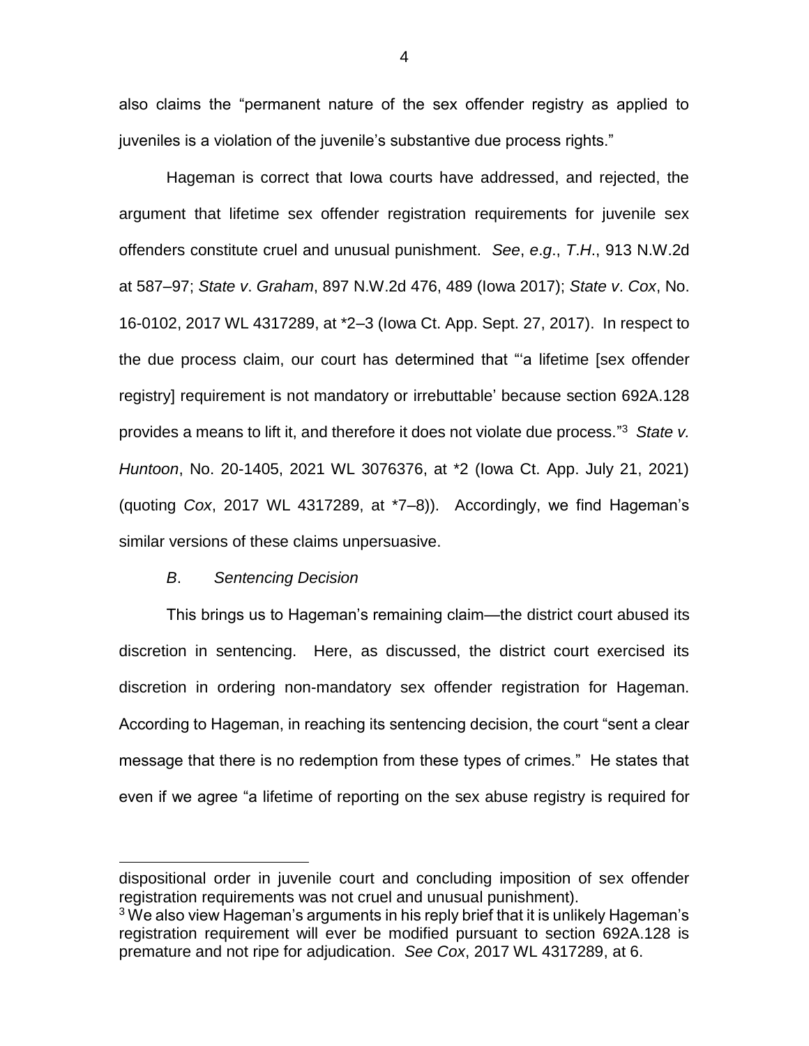also claims the "permanent nature of the sex offender registry as applied to juveniles is a violation of the juvenile's substantive due process rights."

Hageman is correct that Iowa courts have addressed, and rejected, the argument that lifetime sex offender registration requirements for juvenile sex offenders constitute cruel and unusual punishment. *See*, *e.g*., *T.H*., 913 N.W.2d at 587–97; *State v*. *Graham*, 897 N.W.2d 476, 489 (Iowa 2017); *State v*. *Cox*, No. 16-0102, 2017 WL 4317289, at *2–3 (Iowa Ct. App. Sept. 27, 2017). In respect to the due process claim, our court has determined that "'a lifetime [sex offender registry] requirement is not mandatory or irrebuttable' because section 692A.128 provides a means to lift it, and therefore it does not violate due process."[3] *State v. Huntoon*, No. 20-1405, 2021 WL 3076376, at *2 (Iowa Ct. App. July 21, 2021) (quoting *Cox*, 2017 WL 4317289, at *7–8)). Accordingly, we find Hageman's similar versions of these claims unpersuasive.

*B*. *Sentencing Decision*

This brings us to Hageman's remaining claim—the district court abused its discretion in sentencing. Here, as discussed, the district court exercised its discretion in ordering non-mandatory sex offender registration for Hageman. According to Hageman, in reaching its sentencing decision, the court "sent a clear message that there is no redemption from these types of crimes." He states that even if we agree "a lifetime of reporting on the sex abuse registry is required for

---

dispositional order in juvenile court and concluding imposition of sex offender registration requirements was not cruel and unusual punishment).

[3] We also view Hageman's arguments in his reply brief that it is unlikely Hageman's registration requirement will ever be modified pursuant to section 692A.128 is premature and not ripe for adjudication. *See Cox*, 2017 WL 4317289, at 6.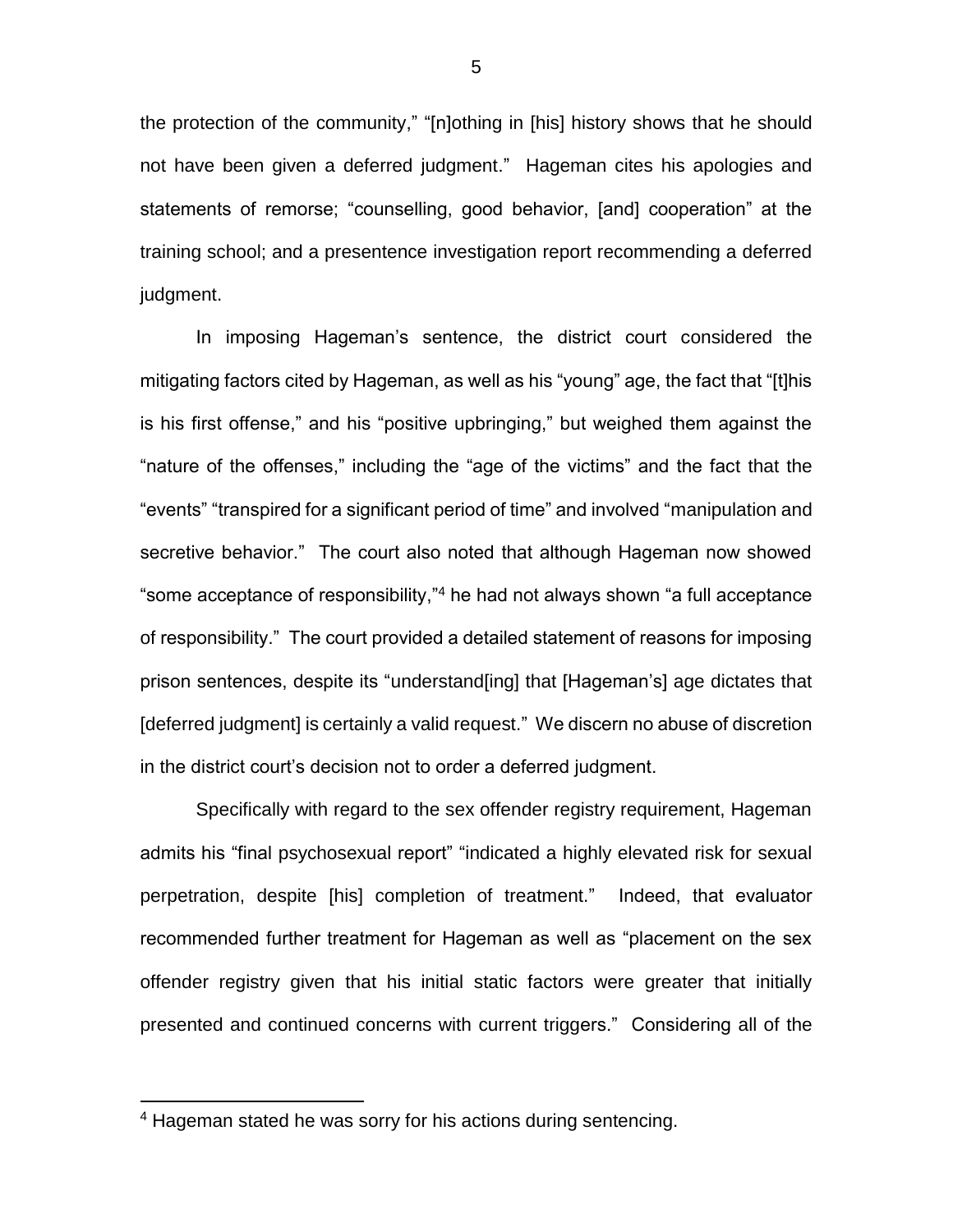the protection of the community," "[n]othing in [his] history shows that he should not have been given a deferred judgment." Hageman cites his apologies and statements of remorse; "counselling, good behavior, [and] cooperation" at the training school; and a presentence investigation report recommending a deferred judgment.

In imposing Hageman's sentence, the district court considered the mitigating factors cited by Hageman, as well as his "young" age, the fact that "[t]his is his first offense," and his "positive upbringing," but weighed them against the "nature of the offenses," including the "age of the victims" and the fact that the "events" "transpired for a significant period of time" and involved "manipulation and secretive behavior." The court also noted that although Hageman now showed "some acceptance of responsibility,"[4] he had not always shown "a full acceptance of responsibility." The court provided a detailed statement of reasons for imposing prison sentences, despite its "understand[ing] that [Hageman's] age dictates that [deferred judgment] is certainly a valid request." We discern no abuse of discretion in the district court's decision not to order a deferred judgment.

Specifically with regard to the sex offender registry requirement, Hageman admits his "final psychosexual report" "indicated a highly elevated risk for sexual perpetration, despite [his] completion of treatment." Indeed, that evaluator recommended further treatment for Hageman as well as "placement on the sex offender registry given that his initial static factors were greater that initially presented and continued concerns with current triggers." Considering all of the

[4] Hageman stated he was sorry for his actions during sentencing.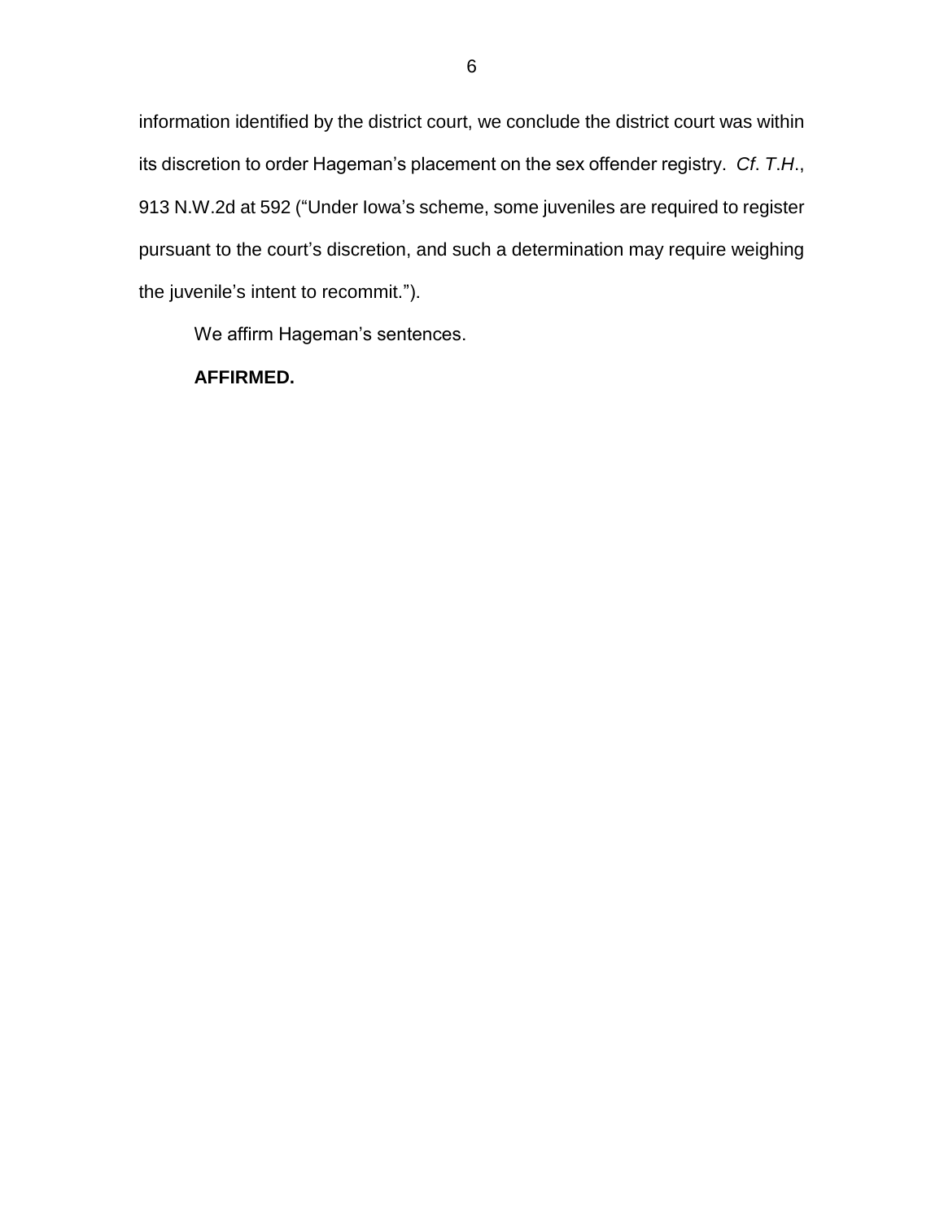information identified by the district court, we conclude the district court was within its discretion to order Hageman's placement on the sex offender registry. *Cf*. *T.H*., 913 N.W.2d at 592 ("Under Iowa's scheme, some juveniles are required to register pursuant to the court's discretion, and such a determination may require weighing the juvenile's intent to recommit.").

We affirm Hageman's sentences.

**AFFIRMED.**